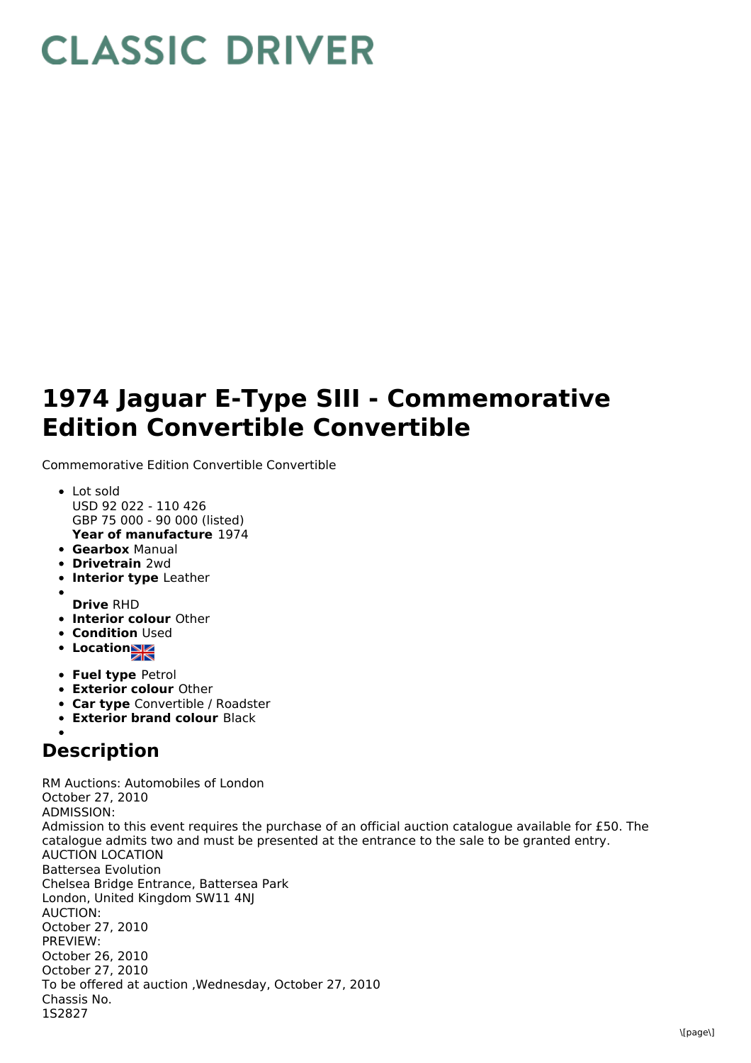# CLASSIC DRIVER

# 1974 Jaguar E-Type SIII - Commemorative Edition Convertible Convertible

Commemorative Edition Convertible Convertible

- Lot sold
  USD 92 022 - 110 426
  GBP 75 000 - 90 000 (listed)
  **Year of manufacture** 1974
- **Gearbox** Manual
- **Drivetrain** 2wd
- **Interior type** Leather
- **Drive** RHD
- **Interior colour** Other
- **Condition** Used
- **Location**
- **Fuel type** Petrol
- **Exterior colour** Other
- **Car type** Convertible / Roadster
- **Exterior brand colour** Black

## Description

RM Auctions: Automobiles of London
October 27, 2010
ADMISSION:
Admission to this event requires the purchase of an official auction catalogue available for £50. The catalogue admits two and must be presented at the entrance to the sale to be granted entry.
AUCTION LOCATION
Battersea Evolution
Chelsea Bridge Entrance, Battersea Park
London, United Kingdom SW11 4NJ
AUCTION:
October 27, 2010
PREVIEW:
October 26, 2010
October 27, 2010
To be offered at auction ,Wednesday, October 27, 2010
Chassis No.
1S2827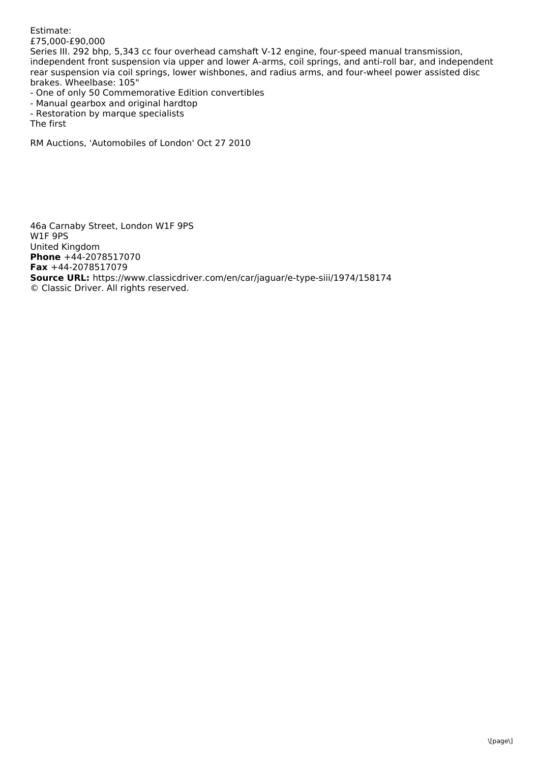Estimate:
£75,000-£90,000
Series III. 292 bhp, 5,343 cc four overhead camshaft V-12 engine, four-speed manual transmission, independent front suspension via upper and lower A-arms, coil springs, and anti-roll bar, and independent rear suspension via coil springs, lower wishbones, and radius arms, and four-wheel power assisted disc brakes. Wheelbase: 105"

- One of only 50 Commemorative Edition convertibles
- Manual gearbox and original hardtop
- Restoration by marque specialists

The first

RM Auctions, 'Automobiles of London' Oct 27 2010

46a Carnaby Street, London W1F 9PS
W1F 9PS
United Kingdom
**Phone** +44-2078517070
**Fax** +44-2078517079
**Source URL:** https://www.classicdriver.com/en/car/jaguar/e-type-siii/1974/158174
© Classic Driver. All rights reserved.